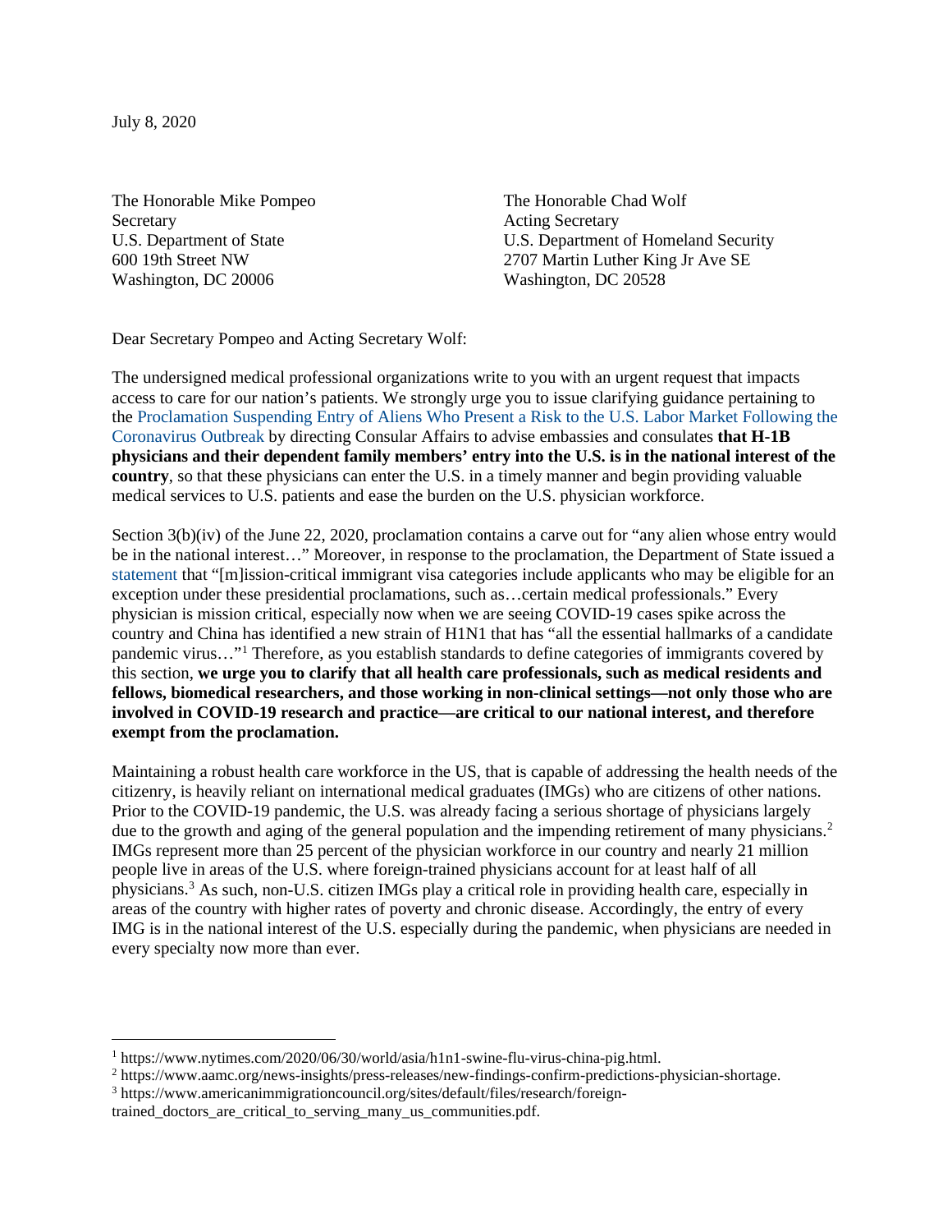July 8, 2020

The Honorable Mike Pompeo
Secretary
U.S. Department of State
600 19th Street NW
Washington, DC 20006

The Honorable Chad Wolf
Acting Secretary
U.S. Department of Homeland Security
2707 Martin Luther King Jr Ave SE
Washington, DC 20528

Dear Secretary Pompeo and Acting Secretary Wolf:

The undersigned medical professional organizations write to you with an urgent request that impacts access to care for our nation's patients. We strongly urge you to issue clarifying guidance pertaining to the Proclamation Suspending Entry of Aliens Who Present a Risk to the U.S. Labor Market Following the Coronavirus Outbreak by directing Consular Affairs to advise embassies and consulates **that H-1B physicians and their dependent family members' entry into the U.S. is in the national interest of the country**, so that these physicians can enter the U.S. in a timely manner and begin providing valuable medical services to U.S. patients and ease the burden on the U.S. physician workforce.

Section 3(b)(iv) of the June 22, 2020, proclamation contains a carve out for "any alien whose entry would be in the national interest…" Moreover, in response to the proclamation, the Department of State issued a statement that "[m]ission-critical immigrant visa categories include applicants who may be eligible for an exception under these presidential proclamations, such as…certain medical professionals." Every physician is mission critical, especially now when we are seeing COVID-19 cases spike across the country and China has identified a new strain of H1N1 that has "all the essential hallmarks of a candidate pandemic virus…"[1] Therefore, as you establish standards to define categories of immigrants covered by this section, **we urge you to clarify that all health care professionals, such as medical residents and fellows, biomedical researchers, and those working in non-clinical settings—not only those who are involved in COVID-19 research and practice—are critical to our national interest, and therefore exempt from the proclamation.**

Maintaining a robust health care workforce in the US, that is capable of addressing the health needs of the citizenry, is heavily reliant on international medical graduates (IMGs) who are citizens of other nations. Prior to the COVID-19 pandemic, the U.S. was already facing a serious shortage of physicians largely due to the growth and aging of the general population and the impending retirement of many physicians.[2] IMGs represent more than 25 percent of the physician workforce in our country and nearly 21 million people live in areas of the U.S. where foreign-trained physicians account for at least half of all physicians.[3] As such, non-U.S. citizen IMGs play a critical role in providing health care, especially in areas of the country with higher rates of poverty and chronic disease. Accordingly, the entry of every IMG is in the national interest of the U.S. especially during the pandemic, when physicians are needed in every specialty now more than ever.

---

[1] https://www.nytimes.com/2020/06/30/world/asia/h1n1-swine-flu-virus-china-pig.html.

[2] https://www.aamc.org/news-insights/press-releases/new-findings-confirm-predictions-physician-shortage.

[3] https://www.americanimmigrationcouncil.org/sites/default/files/research/foreign-trained_doctors_are_critical_to_serving_many_us_communities.pdf.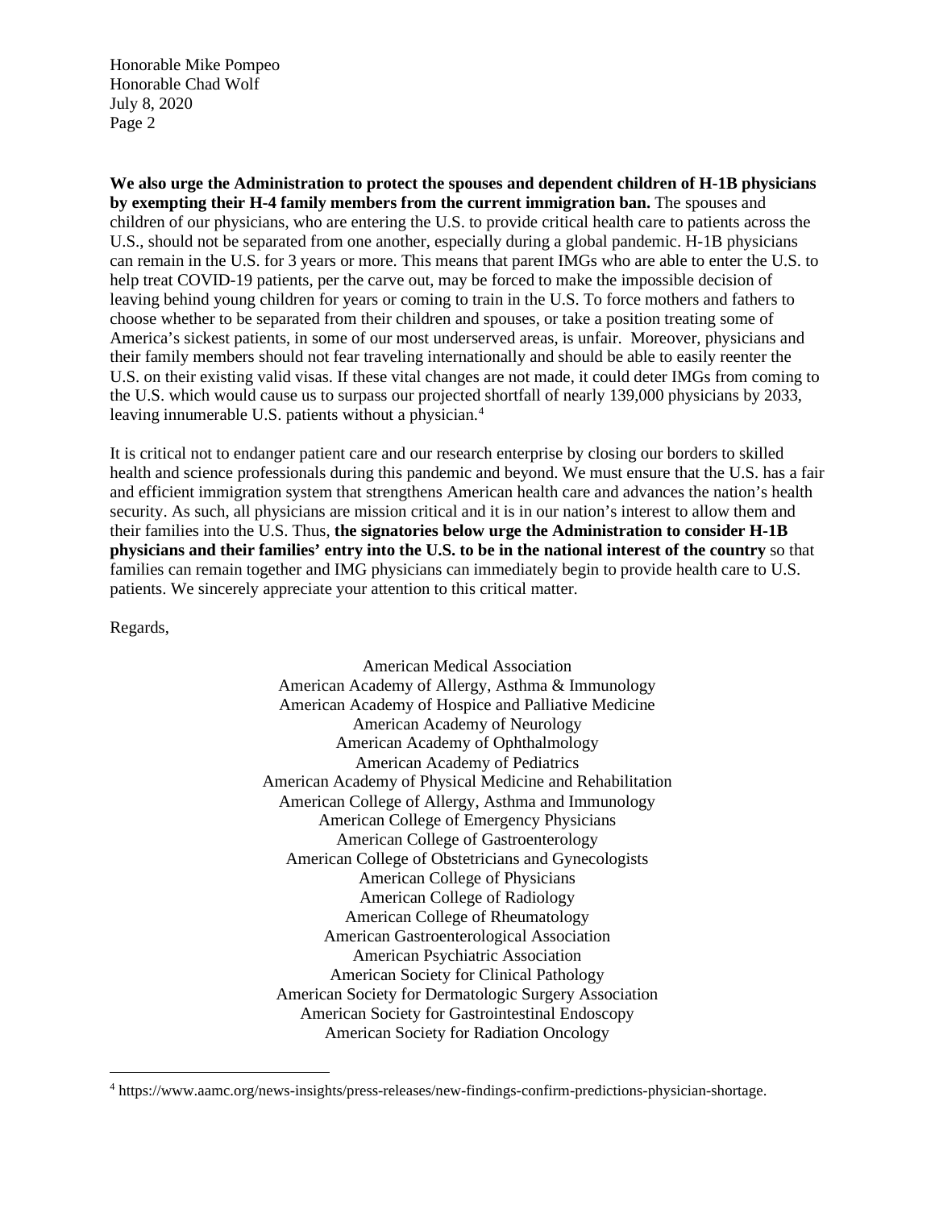**We also urge the Administration to protect the spouses and dependent children of H-1B physicians by exempting their H-4 family members from the current immigration ban.** The spouses and children of our physicians, who are entering the U.S. to provide critical health care to patients across the U.S., should not be separated from one another, especially during a global pandemic. H-1B physicians can remain in the U.S. for 3 years or more. This means that parent IMGs who are able to enter the U.S. to help treat COVID-19 patients, per the carve out, may be forced to make the impossible decision of leaving behind young children for years or coming to train in the U.S. To force mothers and fathers to choose whether to be separated from their children and spouses, or take a position treating some of America's sickest patients, in some of our most underserved areas, is unfair. Moreover, physicians and their family members should not fear traveling internationally and should be able to easily reenter the U.S. on their existing valid visas. If these vital changes are not made, it could deter IMGs from coming to the U.S. which would cause us to surpass our projected shortfall of nearly 139,000 physicians by 2033, leaving innumerable U.S. patients without a physician.[4]

It is critical not to endanger patient care and our research enterprise by closing our borders to skilled health and science professionals during this pandemic and beyond. We must ensure that the U.S. has a fair and efficient immigration system that strengthens American health care and advances the nation's health security. As such, all physicians are mission critical and it is in our nation's interest to allow them and their families into the U.S. Thus, **the signatories below urge the Administration to consider H-1B physicians and their families' entry into the U.S. to be in the national interest of the country** so that families can remain together and IMG physicians can immediately begin to provide health care to U.S. patients. We sincerely appreciate your attention to this critical matter.

Regards,

American Medical Association
American Academy of Allergy, Asthma & Immunology
American Academy of Hospice and Palliative Medicine
American Academy of Neurology
American Academy of Ophthalmology
American Academy of Pediatrics
American Academy of Physical Medicine and Rehabilitation
American College of Allergy, Asthma and Immunology
American College of Emergency Physicians
American College of Gastroenterology
American College of Obstetricians and Gynecologists
American College of Physicians
American College of Radiology
American College of Rheumatology
American Gastroenterological Association
American Psychiatric Association
American Society for Clinical Pathology
American Society for Dermatologic Surgery Association
American Society for Gastrointestinal Endoscopy
American Society for Radiation Oncology

[4] https://www.aamc.org/news-insights/press-releases/new-findings-confirm-predictions-physician-shortage.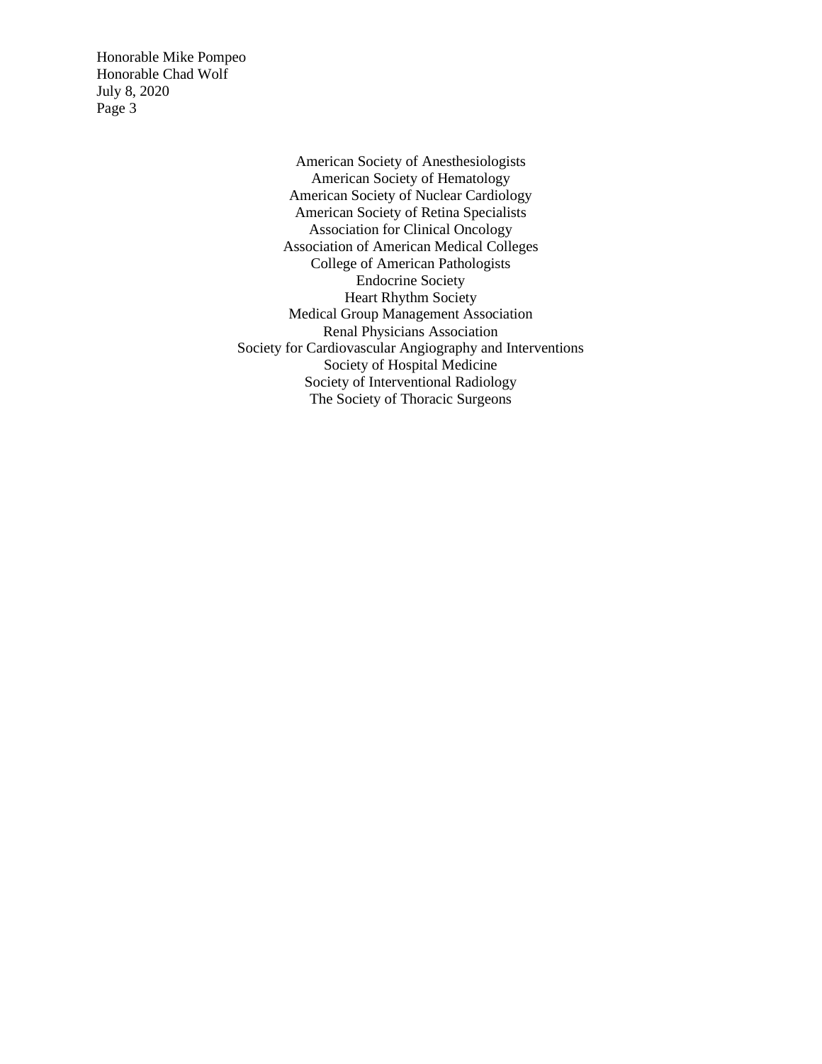American Society of Anesthesiologists
American Society of Hematology
American Society of Nuclear Cardiology
American Society of Retina Specialists
Association for Clinical Oncology
Association of American Medical Colleges
College of American Pathologists
Endocrine Society
Heart Rhythm Society
Medical Group Management Association
Renal Physicians Association
Society for Cardiovascular Angiography and Interventions
Society of Hospital Medicine
Society of Interventional Radiology
The Society of Thoracic Surgeons